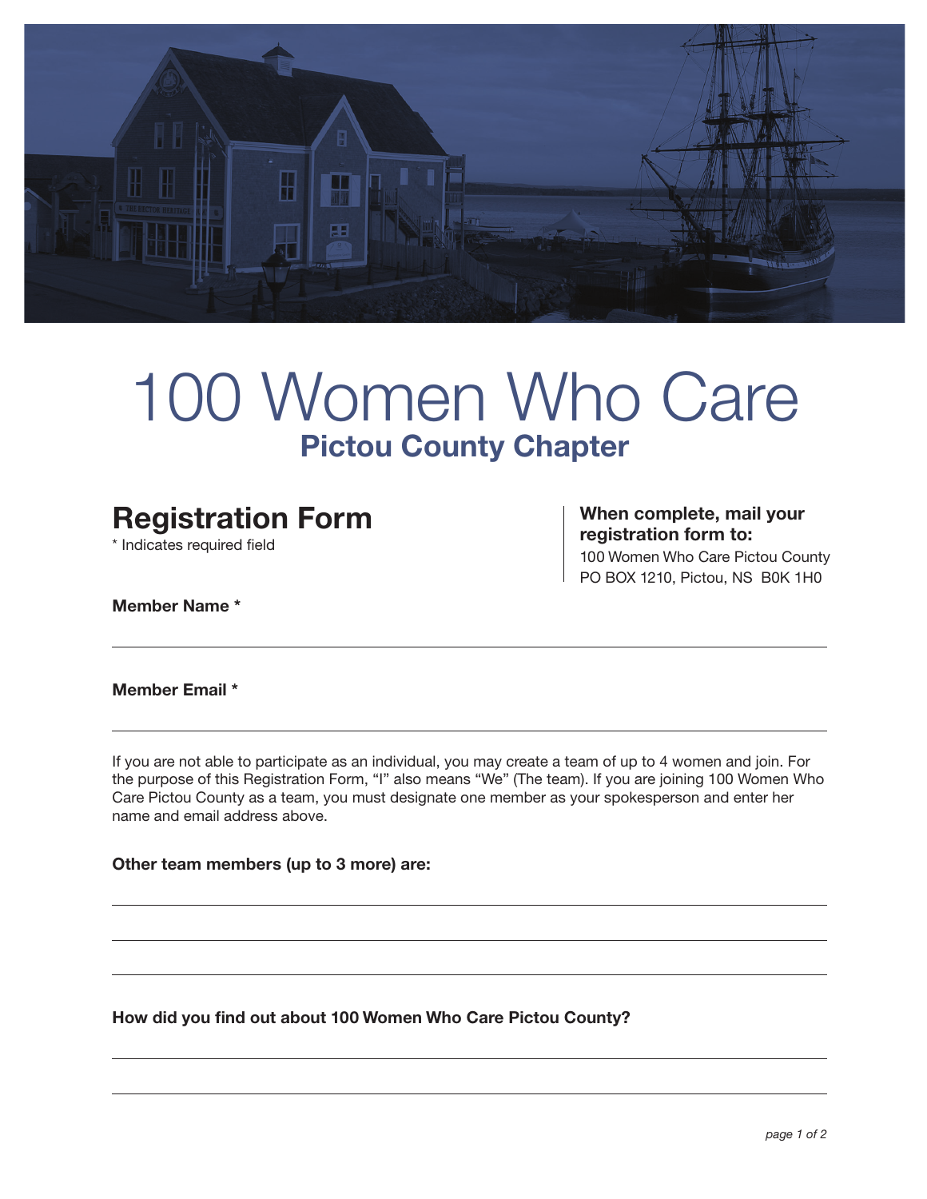# 100 Women Who Care

## Pictou County Chapter

## Registration Form

\* Indicates required field

**When complete, mail your registration form to:**
100 Women Who Care Pictou County
PO BOX 1210, Pictou, NS  B0K 1H0

**Member Name \***

______________________________________________

**Member Email \***

______________________________________________

If you are not able to participate as an individual, you may create a team of up to 4 women and join. For the purpose of this Registration Form, “I” also means “We” (The team). If you are joining 100 Women Who Care Pictou County as a team, you must designate one member as your spokesperson and enter her name and email address above.

**Other team members (up to 3 more) are:**

______________________________________________

______________________________________________

______________________________________________

**How did you find out about 100 Women Who Care Pictou County?**

______________________________________________

______________________________________________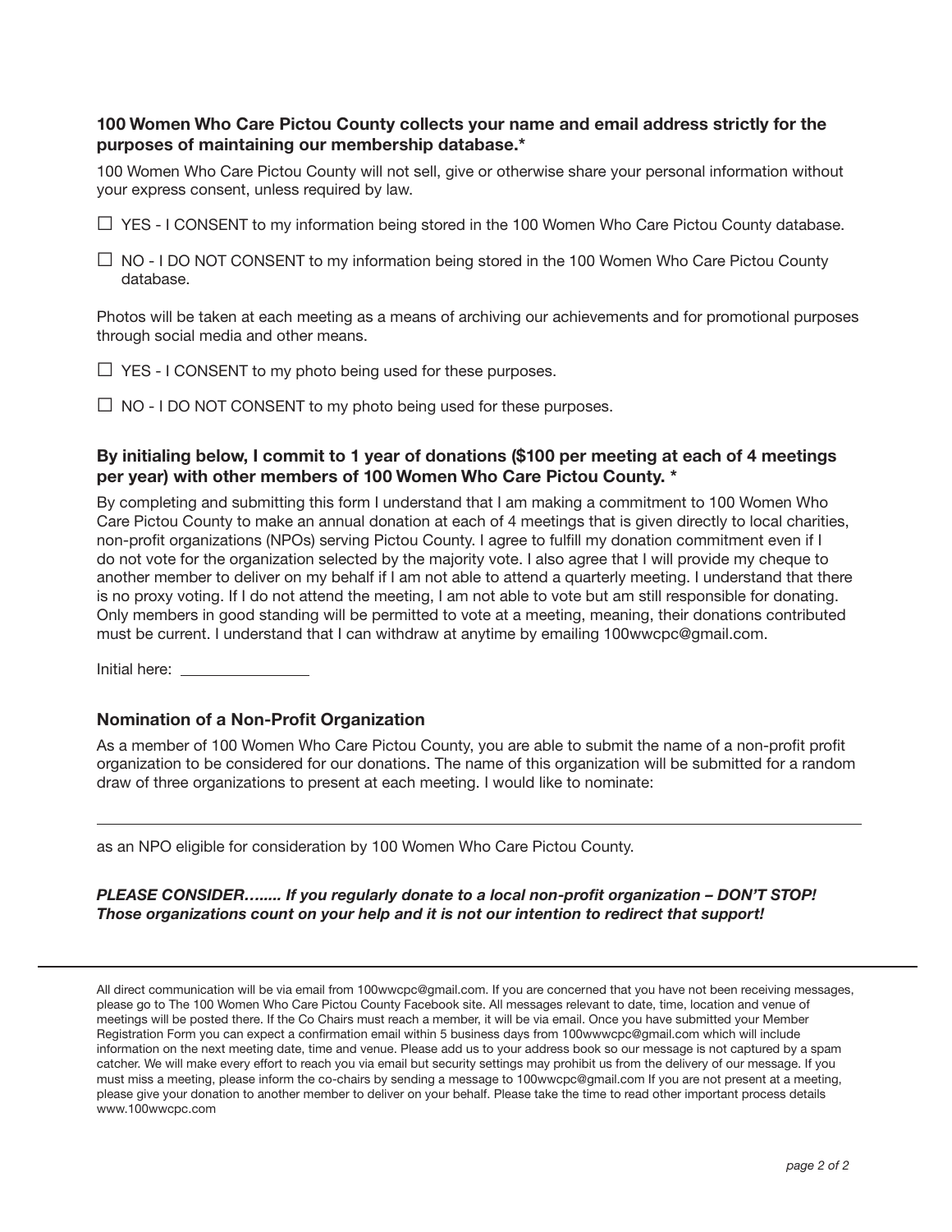**100 Women Who Care Pictou County collects your name and email address strictly for the purposes of maintaining our membership database.***

100 Women Who Care Pictou County will not sell, give or otherwise share your personal information without your express consent, unless required by law.

☐ YES - I CONSENT to my information being stored in the 100 Women Who Care Pictou County database.

☐ NO - I DO NOT CONSENT to my information being stored in the 100 Women Who Care Pictou County database.

Photos will be taken at each meeting as a means of archiving our achievements and for promotional purposes through social media and other means.

☐ YES - I CONSENT to my photo being used for these purposes.

☐ NO - I DO NOT CONSENT to my photo being used for these purposes.

**By initialing below, I commit to 1 year of donations ($100 per meeting at each of 4 meetings per year) with other members of 100 Women Who Care Pictou County. ***

By completing and submitting this form I understand that I am making a commitment to 100 Women Who Care Pictou County to make an annual donation at each of 4 meetings that is given directly to local charities, non-profit organizations (NPOs) serving Pictou County. I agree to fulfill my donation commitment even if I do not vote for the organization selected by the majority vote. I also agree that I will provide my cheque to another member to deliver on my behalf if I am not able to attend a quarterly meeting. I understand that there is no proxy voting. If I do not attend the meeting, I am not able to vote but am still responsible for donating. Only members in good standing will be permitted to vote at a meeting, meaning, their donations contributed must be current. I understand that I can withdraw at anytime by emailing 100wwcpc@gmail.com.

Initial here: ________________

### Nomination of a Non-Profit Organization

As a member of 100 Women Who Care Pictou County, you are able to submit the name of a non-profit profit organization to be considered for our donations. The name of this organization will be submitted for a random draw of three organizations to present at each meeting. I would like to nominate:

______________________________________________________________________________

as an NPO eligible for consideration by 100 Women Who Care Pictou County.

***PLEASE CONSIDER…..... If you regularly donate to a local non-profit organization – DON'T STOP! Those organizations count on your help and it is not our intention to redirect that support!***

---

All direct communication will be via email from 100wwcpc@gmail.com. If you are concerned that you have not been receiving messages, please go to The 100 Women Who Care Pictou County Facebook site. All messages relevant to date, time, location and venue of meetings will be posted there. If the Co Chairs must reach a member, it will be via email. Once you have submitted your Member Registration Form you can expect a confirmation email within 5 business days from 100wwwcpc@gmail.com which will include information on the next meeting date, time and venue. Please add us to your address book so our message is not captured by a spam catcher. We will make every effort to reach you via email but security settings may prohibit us from the delivery of our message. If you must miss a meeting, please inform the co-chairs by sending a message to 100wwcpc@gmail.com If you are not present at a meeting, please give your donation to another member to deliver on your behalf. Please take the time to read other important process details www.100wwcpc.com